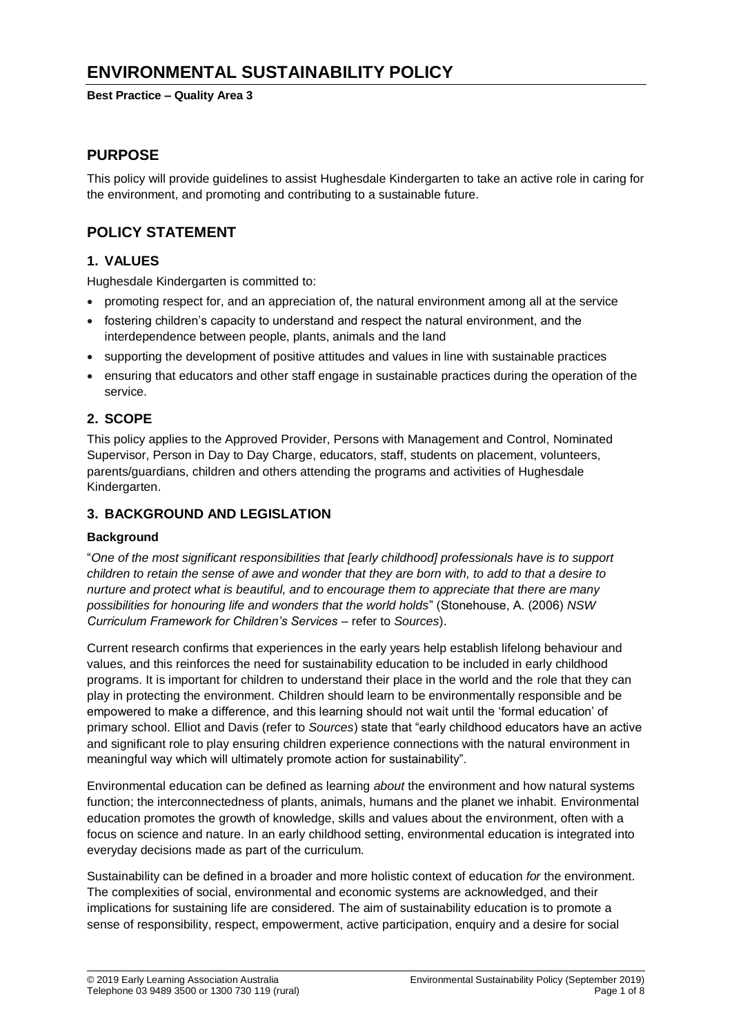# ENVIRONMENTAL SUSTAINABILITY POLICY

**Best Practice – Quality Area 3**

## PURPOSE

This policy will provide guidelines to assist Hughesdale Kindergarten to take an active role in caring for the environment, and promoting and contributing to a sustainable future.

## POLICY STATEMENT

### 1. VALUES

Hughesdale Kindergarten is committed to:

- promoting respect for, and an appreciation of, the natural environment among all at the service
- fostering children's capacity to understand and respect the natural environment, and the interdependence between people, plants, animals and the land
- supporting the development of positive attitudes and values in line with sustainable practices
- ensuring that educators and other staff engage in sustainable practices during the operation of the service.

### 2. SCOPE

This policy applies to the Approved Provider, Persons with Management and Control, Nominated Supervisor, Person in Day to Day Charge, educators, staff, students on placement, volunteers, parents/guardians, children and others attending the programs and activities of Hughesdale Kindergarten.

### 3. BACKGROUND AND LEGISLATION

**Background**

"*One of the most significant responsibilities that [early childhood] professionals have is to support children to retain the sense of awe and wonder that they are born with, to add to that a desire to nurture and protect what is beautiful, and to encourage them to appreciate that there are many possibilities for honouring life and wonders that the world holds*" (Stonehouse, A. (2006) *NSW Curriculum Framework for Children's Services* – refer to *Sources*).

Current research confirms that experiences in the early years help establish lifelong behaviour and values, and this reinforces the need for sustainability education to be included in early childhood programs. It is important for children to understand their place in the world and the role that they can play in protecting the environment. Children should learn to be environmentally responsible and be empowered to make a difference, and this learning should not wait until the 'formal education' of primary school. Elliot and Davis (refer to *Sources*) state that "early childhood educators have an active and significant role to play ensuring children experience connections with the natural environment in meaningful way which will ultimately promote action for sustainability".

Environmental education can be defined as learning *about* the environment and how natural systems function; the interconnectedness of plants, animals, humans and the planet we inhabit. Environmental education promotes the growth of knowledge, skills and values about the environment, often with a focus on science and nature. In an early childhood setting, environmental education is integrated into everyday decisions made as part of the curriculum.

Sustainability can be defined in a broader and more holistic context of education *for* the environment. The complexities of social, environmental and economic systems are acknowledged, and their implications for sustaining life are considered. The aim of sustainability education is to promote a sense of responsibility, respect, empowerment, active participation, enquiry and a desire for social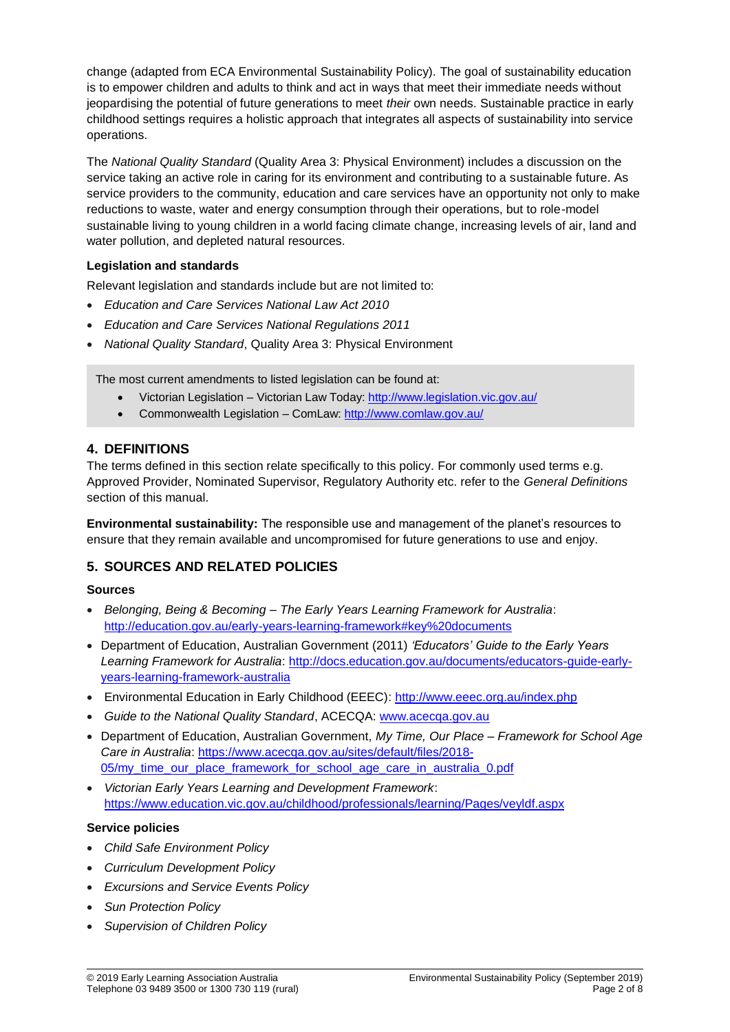change (adapted from ECA Environmental Sustainability Policy). The goal of sustainability education is to empower children and adults to think and act in ways that meet their immediate needs without jeopardising the potential of future generations to meet *their* own needs. Sustainable practice in early childhood settings requires a holistic approach that integrates all aspects of sustainability into service operations.

The *National Quality Standard* (Quality Area 3: Physical Environment) includes a discussion on the service taking an active role in caring for its environment and contributing to a sustainable future. As service providers to the community, education and care services have an opportunity not only to make reductions to waste, water and energy consumption through their operations, but to role-model sustainable living to young children in a world facing climate change, increasing levels of air, land and water pollution, and depleted natural resources.

**Legislation and standards**

Relevant legislation and standards include but are not limited to:

- *Education and Care Services National Law Act 2010*
- *Education and Care Services National Regulations 2011*
- *National Quality Standard*, Quality Area 3: Physical Environment

The most current amendments to listed legislation can be found at:

- Victorian Legislation – Victorian Law Today: http://www.legislation.vic.gov.au/
- Commonwealth Legislation – ComLaw: http://www.comlaw.gov.au/

## 4. DEFINITIONS

The terms defined in this section relate specifically to this policy. For commonly used terms e.g. Approved Provider, Nominated Supervisor, Regulatory Authority etc. refer to the *General Definitions* section of this manual.

**Environmental sustainability:** The responsible use and management of the planet's resources to ensure that they remain available and uncompromised for future generations to use and enjoy.

## 5. SOURCES AND RELATED POLICIES

**Sources**

- *Belonging, Being & Becoming – The Early Years Learning Framework for Australia*: http://education.gov.au/early-years-learning-framework#key%20documents
- Department of Education, Australian Government (2011) *'Educators' Guide to the Early Years Learning Framework for Australia*: http://docs.education.gov.au/documents/educators-guide-early-years-learning-framework-australia
- Environmental Education in Early Childhood (EEEC): http://www.eeec.org.au/index.php
- *Guide to the National Quality Standard*, ACECQA: www.acecqa.gov.au
- Department of Education, Australian Government, *My Time, Our Place – Framework for School Age Care in Australia*: https://www.acecqa.gov.au/sites/default/files/2018-05/my_time_our_place_framework_for_school_age_care_in_australia_0.pdf
- *Victorian Early Years Learning and Development Framework*: https://www.education.vic.gov.au/childhood/professionals/learning/Pages/veyldf.aspx

**Service policies**

- *Child Safe Environment Policy*
- *Curriculum Development Policy*
- *Excursions and Service Events Policy*
- *Sun Protection Policy*
- *Supervision of Children Policy*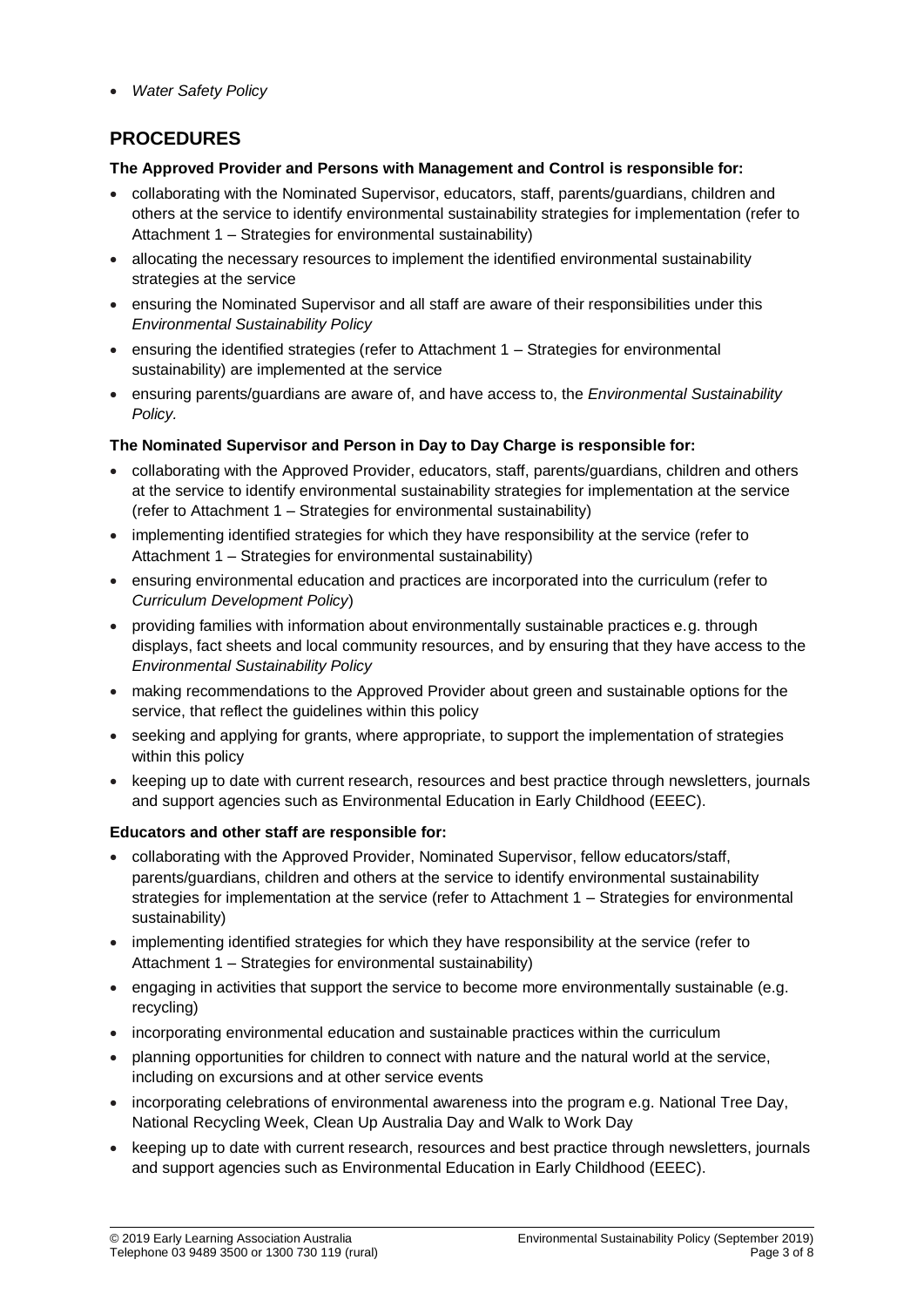- *Water Safety Policy*

## PROCEDURES

**The Approved Provider and Persons with Management and Control is responsible for:**

- collaborating with the Nominated Supervisor, educators, staff, parents/guardians, children and others at the service to identify environmental sustainability strategies for implementation (refer to Attachment 1 – Strategies for environmental sustainability)
- allocating the necessary resources to implement the identified environmental sustainability strategies at the service
- ensuring the Nominated Supervisor and all staff are aware of their responsibilities under this *Environmental Sustainability Policy*
- ensuring the identified strategies (refer to Attachment 1 – Strategies for environmental sustainability) are implemented at the service
- ensuring parents/guardians are aware of, and have access to, the *Environmental Sustainability Policy.*

**The Nominated Supervisor and Person in Day to Day Charge is responsible for:**

- collaborating with the Approved Provider, educators, staff, parents/guardians, children and others at the service to identify environmental sustainability strategies for implementation at the service (refer to Attachment 1 – Strategies for environmental sustainability)
- implementing identified strategies for which they have responsibility at the service (refer to Attachment 1 – Strategies for environmental sustainability)
- ensuring environmental education and practices are incorporated into the curriculum (refer to *Curriculum Development Policy*)
- providing families with information about environmentally sustainable practices e.g. through displays, fact sheets and local community resources, and by ensuring that they have access to the *Environmental Sustainability Policy*
- making recommendations to the Approved Provider about green and sustainable options for the service, that reflect the guidelines within this policy
- seeking and applying for grants, where appropriate, to support the implementation of strategies within this policy
- keeping up to date with current research, resources and best practice through newsletters, journals and support agencies such as Environmental Education in Early Childhood (EEEC).

**Educators and other staff are responsible for:**

- collaborating with the Approved Provider, Nominated Supervisor, fellow educators/staff, parents/guardians, children and others at the service to identify environmental sustainability strategies for implementation at the service (refer to Attachment 1 – Strategies for environmental sustainability)
- implementing identified strategies for which they have responsibility at the service (refer to Attachment 1 – Strategies for environmental sustainability)
- engaging in activities that support the service to become more environmentally sustainable (e.g. recycling)
- incorporating environmental education and sustainable practices within the curriculum
- planning opportunities for children to connect with nature and the natural world at the service, including on excursions and at other service events
- incorporating celebrations of environmental awareness into the program e.g. National Tree Day, National Recycling Week, Clean Up Australia Day and Walk to Work Day
- keeping up to date with current research, resources and best practice through newsletters, journals and support agencies such as Environmental Education in Early Childhood (EEEC).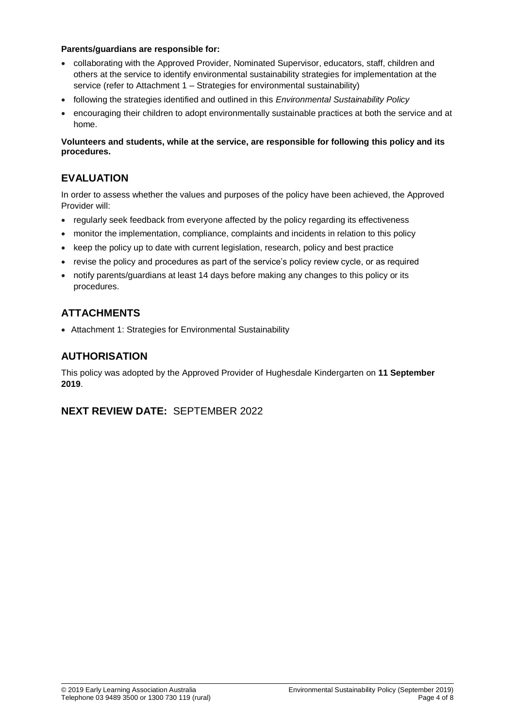**Parents/guardians are responsible for:**

- collaborating with the Approved Provider, Nominated Supervisor, educators, staff, children and others at the service to identify environmental sustainability strategies for implementation at the service (refer to Attachment 1 – Strategies for environmental sustainability)
- following the strategies identified and outlined in this *Environmental Sustainability Policy*
- encouraging their children to adopt environmentally sustainable practices at both the service and at home.

**Volunteers and students, while at the service, are responsible for following this policy and its procedures.**

## EVALUATION

In order to assess whether the values and purposes of the policy have been achieved, the Approved Provider will:

- regularly seek feedback from everyone affected by the policy regarding its effectiveness
- monitor the implementation, compliance, complaints and incidents in relation to this policy
- keep the policy up to date with current legislation, research, policy and best practice
- revise the policy and procedures as part of the service's policy review cycle, or as required
- notify parents/guardians at least 14 days before making any changes to this policy or its procedures.

## ATTACHMENTS

- Attachment 1: Strategies for Environmental Sustainability

## AUTHORISATION

This policy was adopted by the Approved Provider of Hughesdale Kindergarten on **11 September 2019**.

## NEXT REVIEW DATE: SEPTEMBER 2022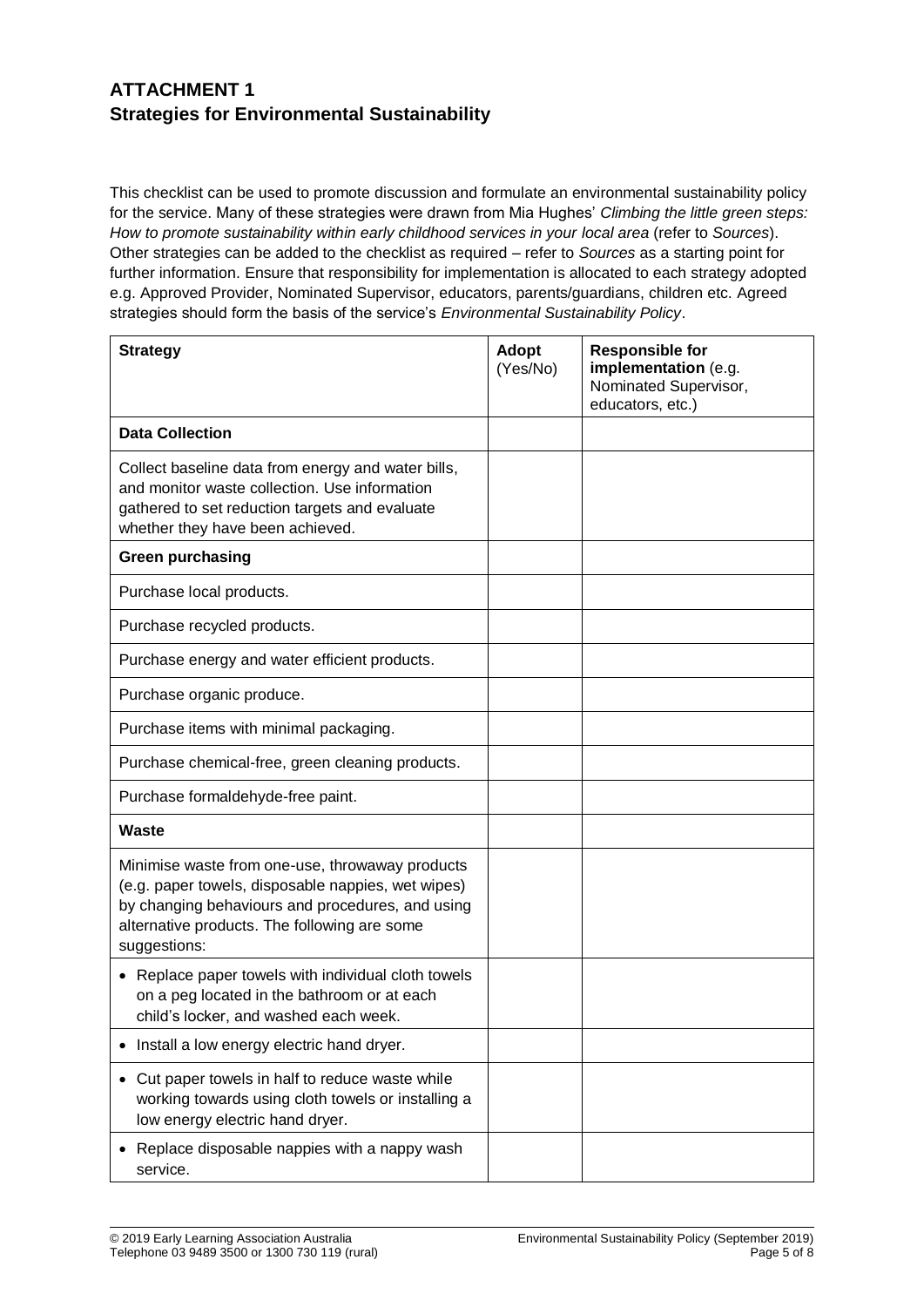## ATTACHMENT 1
## Strategies for Environmental Sustainability

This checklist can be used to promote discussion and formulate an environmental sustainability policy for the service. Many of these strategies were drawn from Mia Hughes' *Climbing the little green steps: How to promote sustainability within early childhood services in your local area* (refer to *Sources*). Other strategies can be added to the checklist as required – refer to *Sources* as a starting point for further information. Ensure that responsibility for implementation is allocated to each strategy adopted e.g. Approved Provider, Nominated Supervisor, educators, parents/guardians, children etc. Agreed strategies should form the basis of the service's *Environmental Sustainability Policy*.

| **Strategy** | **Adopt** (Yes/No) | **Responsible for implementation** (e.g. Nominated Supervisor, educators, etc.) |
|---|---|---|
| **Data Collection** | | |
| Collect baseline data from energy and water bills, and monitor waste collection. Use information gathered to set reduction targets and evaluate whether they have been achieved. | | |
| **Green purchasing** | | |
| Purchase local products. | | |
| Purchase recycled products. | | |
| Purchase energy and water efficient products. | | |
| Purchase organic produce. | | |
| Purchase items with minimal packaging. | | |
| Purchase chemical-free, green cleaning products. | | |
| Purchase formaldehyde-free paint. | | |
| **Waste** | | |
| Minimise waste from one-use, throwaway products (e.g. paper towels, disposable nappies, wet wipes) by changing behaviours and procedures, and using alternative products. The following are some suggestions: | | |
| • Replace paper towels with individual cloth towels on a peg located in the bathroom or at each child's locker, and washed each week. | | |
| • Install a low energy electric hand dryer. | | |
| • Cut paper towels in half to reduce waste while working towards using cloth towels or installing a low energy electric hand dryer. | | |
| • Replace disposable nappies with a nappy wash service. | | |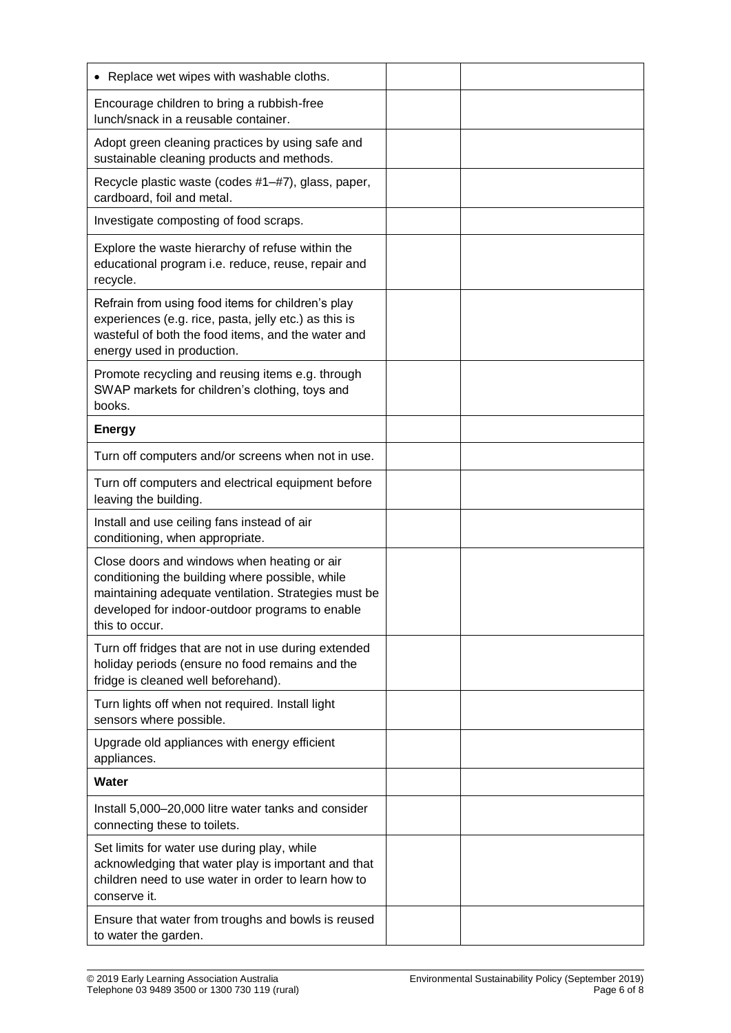| | | |
|---|---|---|
| • Replace wet wipes with washable cloths. | | |
| Encourage children to bring a rubbish-free lunch/snack in a reusable container. | | |
| Adopt green cleaning practices by using safe and sustainable cleaning products and methods. | | |
| Recycle plastic waste (codes #1–#7), glass, paper, cardboard, foil and metal. | | |
| Investigate composting of food scraps. | | |
| Explore the waste hierarchy of refuse within the educational program i.e. reduce, reuse, repair and recycle. | | |
| Refrain from using food items for children's play experiences (e.g. rice, pasta, jelly etc.) as this is wasteful of both the food items, and the water and energy used in production. | | |
| Promote recycling and reusing items e.g. through SWAP markets for children's clothing, toys and books. | | |
| **Energy** | | |
| Turn off computers and/or screens when not in use. | | |
| Turn off computers and electrical equipment before leaving the building. | | |
| Install and use ceiling fans instead of air conditioning, when appropriate. | | |
| Close doors and windows when heating or air conditioning the building where possible, while maintaining adequate ventilation. Strategies must be developed for indoor-outdoor programs to enable this to occur. | | |
| Turn off fridges that are not in use during extended holiday periods (ensure no food remains and the fridge is cleaned well beforehand). | | |
| Turn lights off when not required. Install light sensors where possible. | | |
| Upgrade old appliances with energy efficient appliances. | | |
| **Water** | | |
| Install 5,000–20,000 litre water tanks and consider connecting these to toilets. | | |
| Set limits for water use during play, while acknowledging that water play is important and that children need to use water in order to learn how to conserve it. | | |
| Ensure that water from troughs and bowls is reused to water the garden. | | |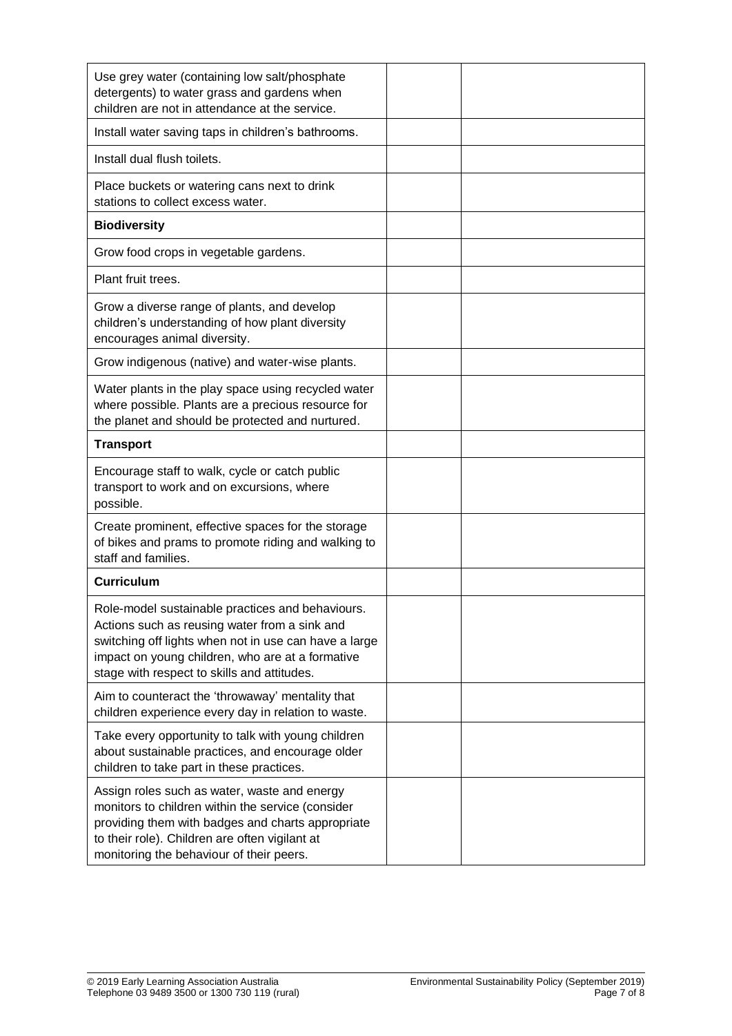| | | |
|---|---|---|
| Use grey water (containing low salt/phosphate detergents) to water grass and gardens when children are not in attendance at the service. | | |
| Install water saving taps in children's bathrooms. | | |
| Install dual flush toilets. | | |
| Place buckets or watering cans next to drink stations to collect excess water. | | |
| **Biodiversity** | | |
| Grow food crops in vegetable gardens. | | |
| Plant fruit trees. | | |
| Grow a diverse range of plants, and develop children's understanding of how plant diversity encourages animal diversity. | | |
| Grow indigenous (native) and water-wise plants. | | |
| Water plants in the play space using recycled water where possible. Plants are a precious resource for the planet and should be protected and nurtured. | | |
| **Transport** | | |
| Encourage staff to walk, cycle or catch public transport to work and on excursions, where possible. | | |
| Create prominent, effective spaces for the storage of bikes and prams to promote riding and walking to staff and families. | | |
| **Curriculum** | | |
| Role-model sustainable practices and behaviours. Actions such as reusing water from a sink and switching off lights when not in use can have a large impact on young children, who are at a formative stage with respect to skills and attitudes. | | |
| Aim to counteract the 'throwaway' mentality that children experience every day in relation to waste. | | |
| Take every opportunity to talk with young children about sustainable practices, and encourage older children to take part in these practices. | | |
| Assign roles such as water, waste and energy monitors to children within the service (consider providing them with badges and charts appropriate to their role). Children are often vigilant at monitoring the behaviour of their peers. | | |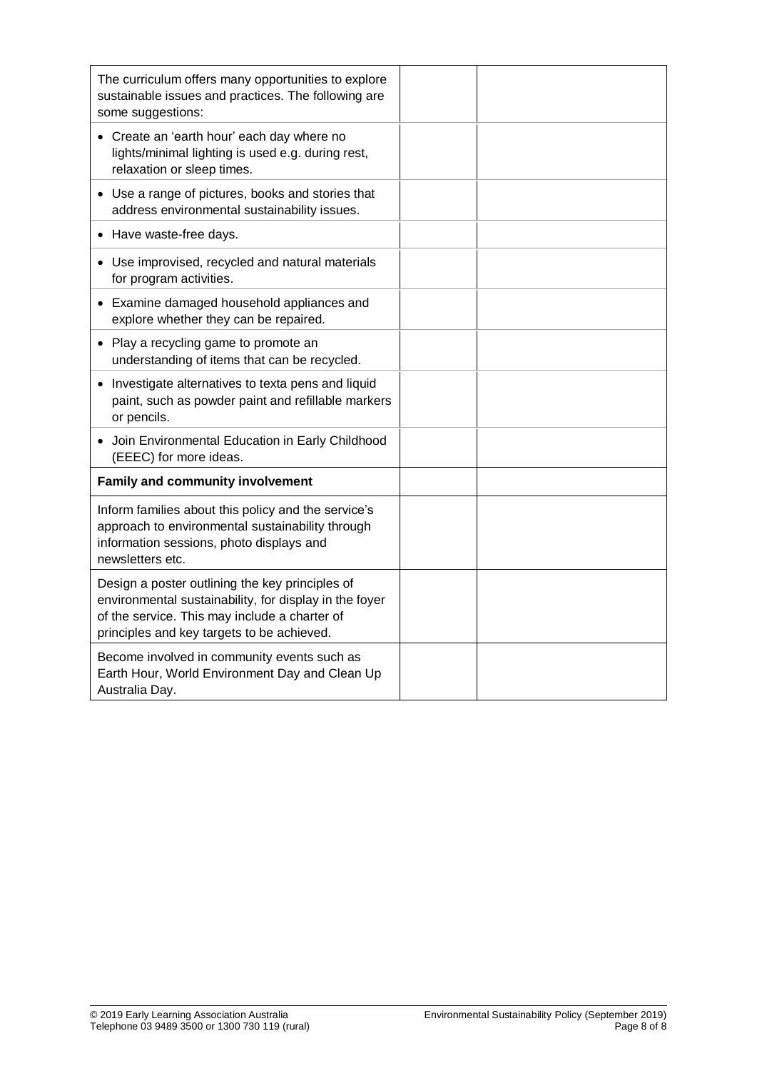| | | |
|---|---|---|
| The curriculum offers many opportunities to explore sustainable issues and practices. The following are some suggestions: | | |
| • Create an 'earth hour' each day where no lights/minimal lighting is used e.g. during rest, relaxation or sleep times. | | |
| • Use a range of pictures, books and stories that address environmental sustainability issues. | | |
| • Have waste-free days. | | |
| • Use improvised, recycled and natural materials for program activities. | | |
| • Examine damaged household appliances and explore whether they can be repaired. | | |
| • Play a recycling game to promote an understanding of items that can be recycled. | | |
| • Investigate alternatives to texta pens and liquid paint, such as powder paint and refillable markers or pencils. | | |
| • Join Environmental Education in Early Childhood (EEEC) for more ideas. | | |
| **Family and community involvement** | | |
| Inform families about this policy and the service's approach to environmental sustainability through information sessions, photo displays and newsletters etc. | | |
| Design a poster outlining the key principles of environmental sustainability, for display in the foyer of the service. This may include a charter of principles and key targets to be achieved. | | |
| Become involved in community events such as Earth Hour, World Environment Day and Clean Up Australia Day. | | |